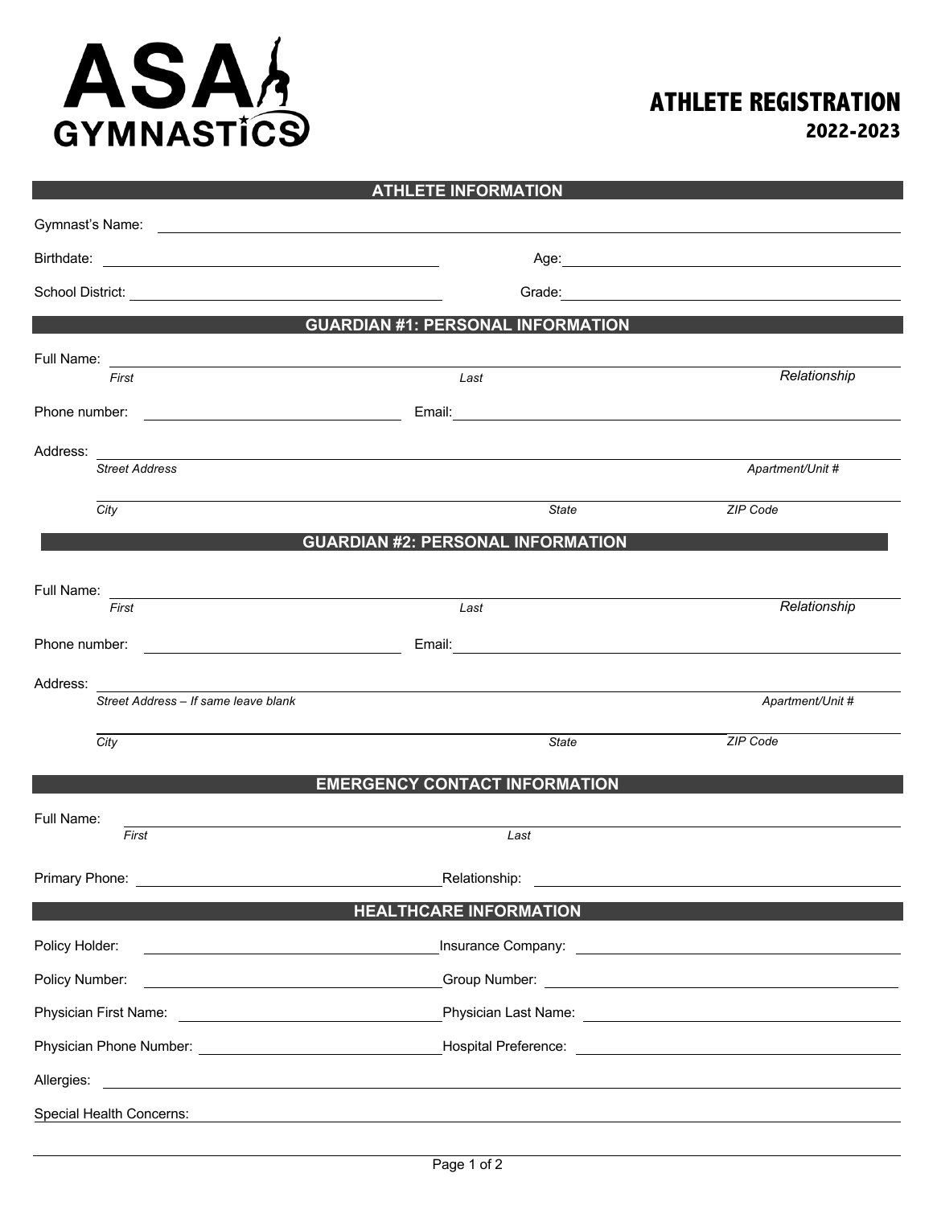# ASA GYMNASTICS

# ATHLETE REGISTRATION
## 2022-2023

## ATHLETE INFORMATION

Gymnast's Name: ______________________________

Birthdate: ______________________ Age: ______________________

School District: ______________________ Grade: ______________________

## GUARDIAN #1: PERSONAL INFORMATION

Full Name: ______________________________
*First* *Last* *Relationship*

Phone number: ______________________ Email: ______________________

Address: ______________________________
*Street Address* *Apartment/Unit #*

______________________________
*City* *State* *ZIP Code*

## GUARDIAN #2: PERSONAL INFORMATION

Full Name: ______________________________
*First* *Last* *Relationship*

Phone number: ______________________ Email: ______________________

Address: ______________________________
*Street Address – If same leave blank* *Apartment/Unit #*

______________________________
*City* *State* *ZIP Code*

## EMERGENCY CONTACT INFORMATION

Full Name: ______________________________
*First* *Last*

Primary Phone: ______________________ Relationship: ______________________

## HEALTHCARE INFORMATION

Policy Holder: ______________________ Insurance Company: ______________________

Policy Number: ______________________ Group Number: ______________________

Physician First Name: ______________________ Physician Last Name: ______________________

Physician Phone Number: ______________________ Hospital Preference: ______________________

Allergies: ______________________________

Special Health Concerns: ______________________________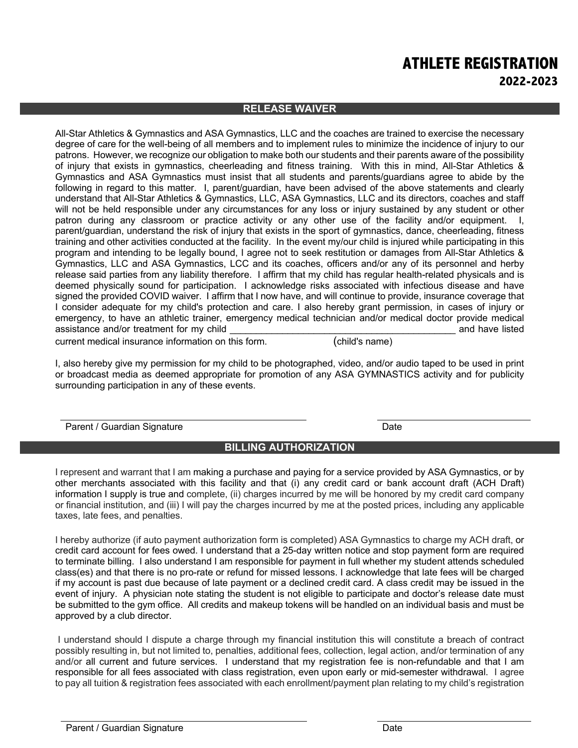# ATHLETE REGISTRATION

## 2022-2023

## RELEASE WAIVER

All-Star Athletics & Gymnastics and ASA Gymnastics, LLC and the coaches are trained to exercise the necessary degree of care for the well-being of all members and to implement rules to minimize the incidence of injury to our patrons. However, we recognize our obligation to make both our students and their parents aware of the possibility of injury that exists in gymnastics, cheerleading and fitness training. With this in mind, All-Star Athletics & Gymnastics and ASA Gymnastics must insist that all students and parents/guardians agree to abide by the following in regard to this matter. I, parent/guardian, have been advised of the above statements and clearly understand that All-Star Athletics & Gymnastics, LLC, ASA Gymnastics, LLC and its directors, coaches and staff will not be held responsible under any circumstances for any loss or injury sustained by any student or other patron during any classroom or practice activity or any other use of the facility and/or equipment. I, parent/guardian, understand the risk of injury that exists in the sport of gymnastics, dance, cheerleading, fitness training and other activities conducted at the facility. In the event my/our child is injured while participating in this program and intending to be legally bound, I agree not to seek restitution or damages from All-Star Athletics & Gymnastics, LLC and ASA Gymnastics, LCC and its coaches, officers and/or any of its personnel and herby release said parties from any liability therefore. I affirm that my child has regular health-related physicals and is deemed physically sound for participation. I acknowledge risks associated with infectious disease and have signed the provided COVID waiver. I affirm that I now have, and will continue to provide, insurance coverage that I consider adequate for my child's protection and care. I also hereby grant permission, in cases of injury or emergency, to have an athletic trainer, emergency medical technician and/or medical doctor provide medical assistance and/or treatment for my child ____________________________________________ and have listed current medical insurance information on this form. (child's name)

I, also hereby give my permission for my child to be photographed, video, and/or audio taped to be used in print or broadcast media as deemed appropriate for promotion of any ASA GYMNASTICS activity and for publicity surrounding participation in any of these events.

Parent / Guardian Signature ______________________ Date ______________

## BILLING AUTHORIZATION

I represent and warrant that I am making a purchase and paying for a service provided by ASA Gymnastics, or by other merchants associated with this facility and that (i) any credit card or bank account draft (ACH Draft) information I supply is true and complete, (ii) charges incurred by me will be honored by my credit card company or financial institution, and (iii) I will pay the charges incurred by me at the posted prices, including any applicable taxes, late fees, and penalties.

I hereby authorize (if auto payment authorization form is completed) ASA Gymnastics to charge my ACH draft, or credit card account for fees owed. I understand that a 25-day written notice and stop payment form are required to terminate billing. I also understand I am responsible for payment in full whether my student attends scheduled class(es) and that there is no pro-rate or refund for missed lessons. I acknowledge that late fees will be charged if my account is past due because of late payment or a declined credit card. A class credit may be issued in the event of injury. A physician note stating the student is not eligible to participate and doctor's release date must be submitted to the gym office. All credits and makeup tokens will be handled on an individual basis and must be approved by a club director.

I understand should I dispute a charge through my financial institution this will constitute a breach of contract possibly resulting in, but not limited to, penalties, additional fees, collection, legal action, and/or termination of any and/or all current and future services. I understand that my registration fee is non-refundable and that I am responsible for all fees associated with class registration, even upon early or mid-semester withdrawal. I agree to pay all tuition & registration fees associated with each enrollment/payment plan relating to my child's registration

Parent / Guardian Signature ______________________ Date ______________